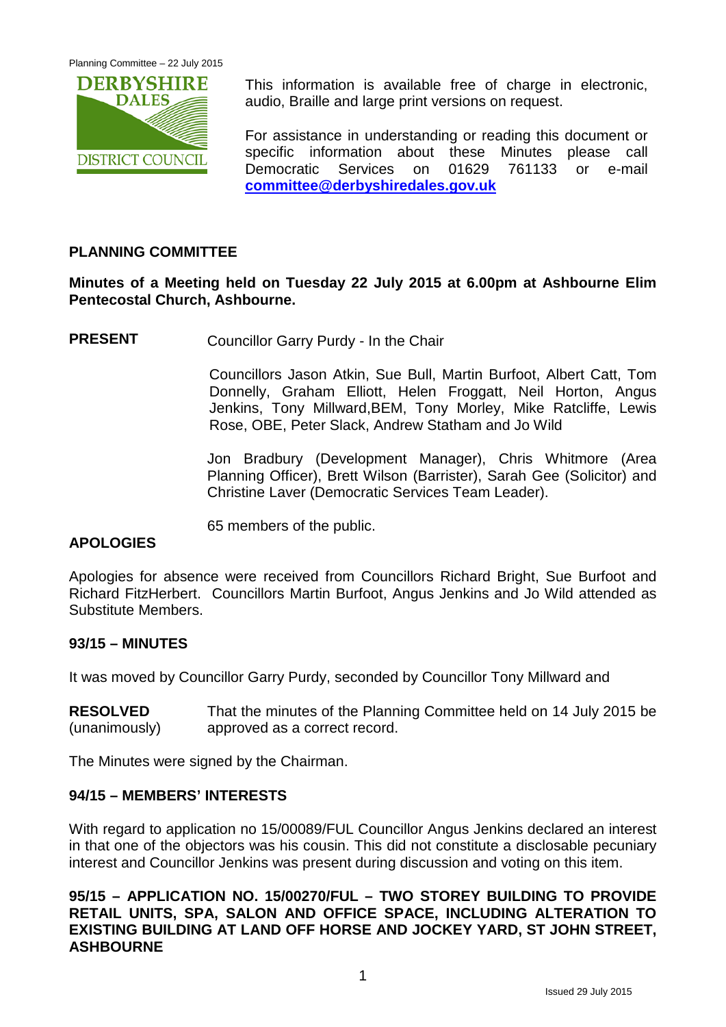This information is available free of charge in electronic, audio, Braille and large print versions on request.

For assistance in understanding or reading this document or specific information about these Minutes please call Democratic Services on 01629 761133 or e-mail **committee@derbyshiredales.gov.uk**

## PLANNING COMMITTEE

**Minutes of a Meeting held on Tuesday 22 July 2015 at 6.00pm at Ashbourne Elim Pentecostal Church, Ashbourne.**

**PRESENT** Councillor Garry Purdy - In the Chair

Councillors Jason Atkin, Sue Bull, Martin Burfoot, Albert Catt, Tom Donnelly, Graham Elliott, Helen Froggatt, Neil Horton, Angus Jenkins, Tony Millward,BEM, Tony Morley, Mike Ratcliffe, Lewis Rose, OBE, Peter Slack, Andrew Statham and Jo Wild

Jon Bradbury (Development Manager), Chris Whitmore (Area Planning Officer), Brett Wilson (Barrister), Sarah Gee (Solicitor) and Christine Laver (Democratic Services Team Leader).

65 members of the public.

**APOLOGIES**

Apologies for absence were received from Councillors Richard Bright, Sue Burfoot and Richard FitzHerbert. Councillors Martin Burfoot, Angus Jenkins and Jo Wild attended as Substitute Members.

**93/15 – MINUTES**

It was moved by Councillor Garry Purdy, seconded by Councillor Tony Millward and

**RESOLVED** (unanimously) That the minutes of the Planning Committee held on 14 July 2015 be approved as a correct record.

The Minutes were signed by the Chairman.

**94/15 – MEMBERS' INTERESTS**

With regard to application no 15/00089/FUL Councillor Angus Jenkins declared an interest in that one of the objectors was his cousin. This did not constitute a disclosable pecuniary interest and Councillor Jenkins was present during discussion and voting on this item.

**95/15 – APPLICATION NO. 15/00270/FUL – TWO STOREY BUILDING TO PROVIDE RETAIL UNITS, SPA, SALON AND OFFICE SPACE, INCLUDING ALTERATION TO EXISTING BUILDING AT LAND OFF HORSE AND JOCKEY YARD, ST JOHN STREET, ASHBOURNE**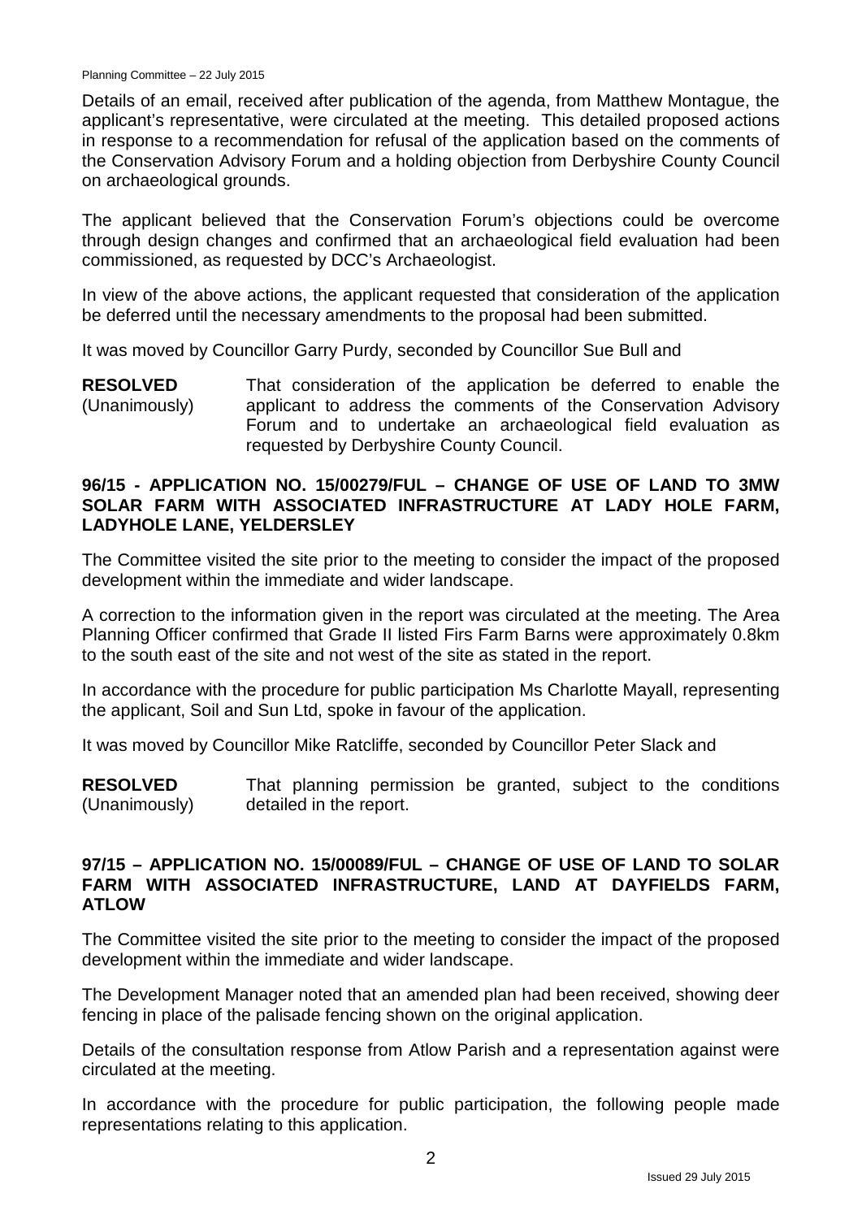Details of an email, received after publication of the agenda, from Matthew Montague, the applicant's representative, were circulated at the meeting. This detailed proposed actions in response to a recommendation for refusal of the application based on the comments of the Conservation Advisory Forum and a holding objection from Derbyshire County Council on archaeological grounds.

The applicant believed that the Conservation Forum's objections could be overcome through design changes and confirmed that an archaeological field evaluation had been commissioned, as requested by DCC's Archaeologist.

In view of the above actions, the applicant requested that consideration of the application be deferred until the necessary amendments to the proposal had been submitted.

It was moved by Councillor Garry Purdy, seconded by Councillor Sue Bull and

**RESOLVED** (Unanimously) That consideration of the application be deferred to enable the applicant to address the comments of the Conservation Advisory Forum and to undertake an archaeological field evaluation as requested by Derbyshire County Council.

## 96/15 - APPLICATION NO. 15/00279/FUL – CHANGE OF USE OF LAND TO 3MW SOLAR FARM WITH ASSOCIATED INFRASTRUCTURE AT LADY HOLE FARM, LADYHOLE LANE, YELDERSLEY

The Committee visited the site prior to the meeting to consider the impact of the proposed development within the immediate and wider landscape.

A correction to the information given in the report was circulated at the meeting. The Area Planning Officer confirmed that Grade II listed Firs Farm Barns were approximately 0.8km to the south east of the site and not west of the site as stated in the report.

In accordance with the procedure for public participation Ms Charlotte Mayall, representing the applicant, Soil and Sun Ltd, spoke in favour of the application.

It was moved by Councillor Mike Ratcliffe, seconded by Councillor Peter Slack and

**RESOLVED** (Unanimously) That planning permission be granted, subject to the conditions detailed in the report.

## 97/15 – APPLICATION NO. 15/00089/FUL – CHANGE OF USE OF LAND TO SOLAR FARM WITH ASSOCIATED INFRASTRUCTURE, LAND AT DAYFIELDS FARM, ATLOW

The Committee visited the site prior to the meeting to consider the impact of the proposed development within the immediate and wider landscape.

The Development Manager noted that an amended plan had been received, showing deer fencing in place of the palisade fencing shown on the original application.

Details of the consultation response from Atlow Parish and a representation against were circulated at the meeting.

In accordance with the procedure for public participation, the following people made representations relating to this application.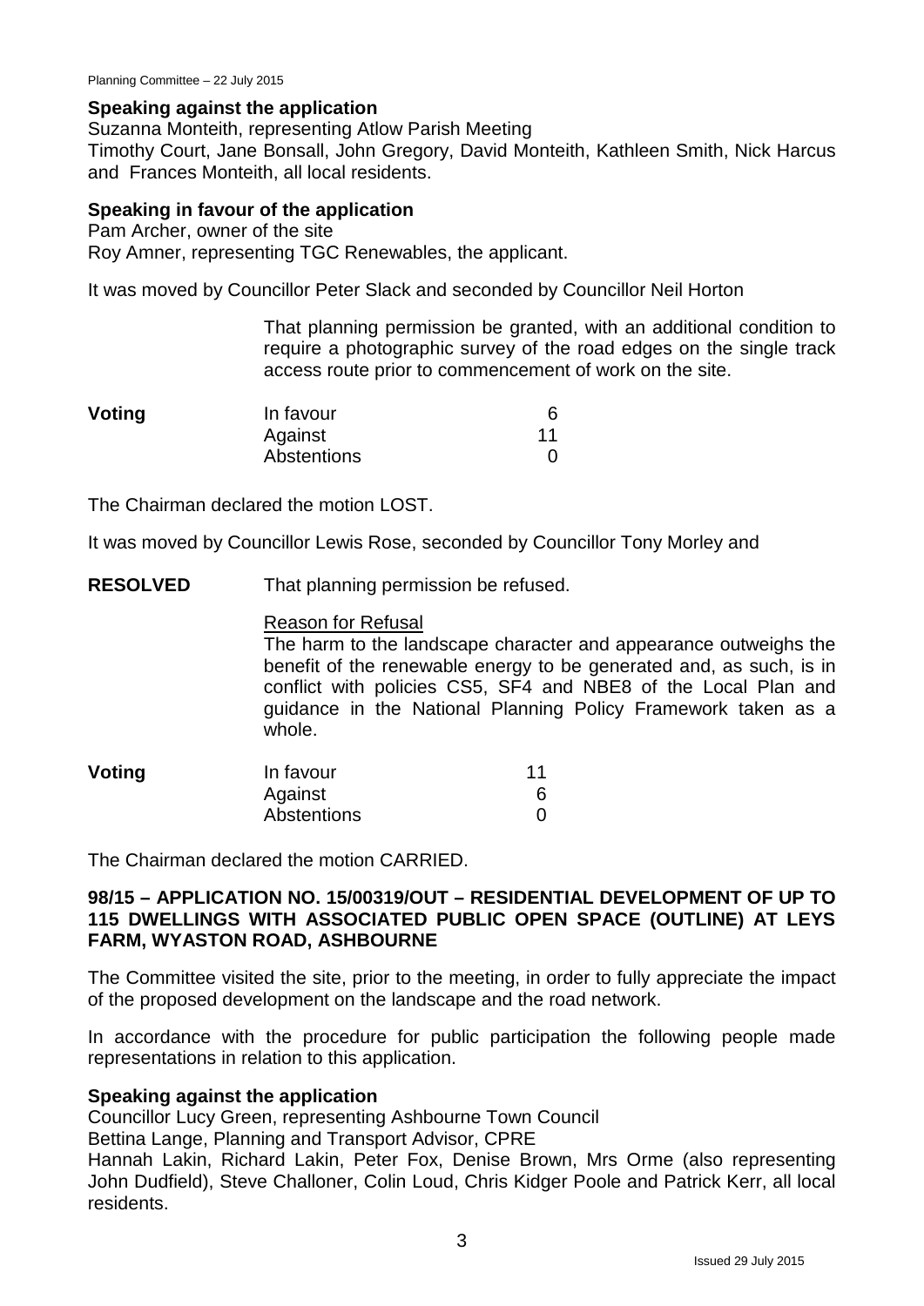**Speaking against the application**

Suzanna Monteith, representing Atlow Parish Meeting
Timothy Court, Jane Bonsall, John Gregory, David Monteith, Kathleen Smith, Nick Harcus and Frances Monteith, all local residents.

**Speaking in favour of the application**

Pam Archer, owner of the site
Roy Amner, representing TGC Renewables, the applicant.

It was moved by Councillor Peter Slack and seconded by Councillor Neil Horton

> That planning permission be granted, with an additional condition to require a photographic survey of the road edges on the single track access route prior to commencement of work on the site.

| **Voting** | | |
|---|---|---|
| | In favour | 6 |
| | Against | 11 |
| | Abstentions | 0 |

The Chairman declared the motion LOST.

It was moved by Councillor Lewis Rose, seconded by Councillor Tony Morley and

**RESOLVED** That planning permission be refused.

> Reason for Refusal
>
> The harm to the landscape character and appearance outweighs the benefit of the renewable energy to be generated and, as such, is in conflict with policies CS5, SF4 and NBE8 of the Local Plan and guidance in the National Planning Policy Framework taken as a whole.

| **Voting** | | |
|---|---|---|
| | In favour | 11 |
| | Against | 6 |
| | Abstentions | 0 |

The Chairman declared the motion CARRIED.

## 98/15 – APPLICATION NO. 15/00319/OUT – RESIDENTIAL DEVELOPMENT OF UP TO 115 DWELLINGS WITH ASSOCIATED PUBLIC OPEN SPACE (OUTLINE) AT LEYS FARM, WYASTON ROAD, ASHBOURNE

The Committee visited the site, prior to the meeting, in order to fully appreciate the impact of the proposed development on the landscape and the road network.

In accordance with the procedure for public participation the following people made representations in relation to this application.

**Speaking against the application**

Councillor Lucy Green, representing Ashbourne Town Council
Bettina Lange, Planning and Transport Advisor, CPRE
Hannah Lakin, Richard Lakin, Peter Fox, Denise Brown, Mrs Orme (also representing John Dudfield), Steve Challoner, Colin Loud, Chris Kidger Poole and Patrick Kerr, all local residents.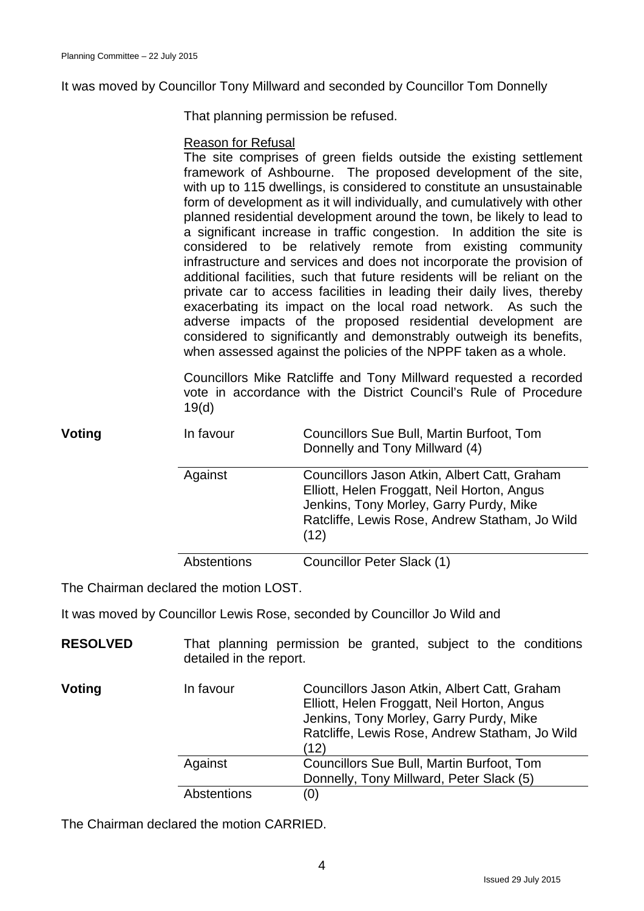It was moved by Councillor Tony Millward and seconded by Councillor Tom Donnelly

That planning permission be refused.

Reason for Refusal

The site comprises of green fields outside the existing settlement framework of Ashbourne. The proposed development of the site, with up to 115 dwellings, is considered to constitute an unsustainable form of development as it will individually, and cumulatively with other planned residential development around the town, be likely to lead to a significant increase in traffic congestion. In addition the site is considered to be relatively remote from existing community infrastructure and services and does not incorporate the provision of additional facilities, such that future residents will be reliant on the private car to access facilities in leading their daily lives, thereby exacerbating its impact on the local road network. As such the adverse impacts of the proposed residential development are considered to significantly and demonstrably outweigh its benefits, when assessed against the policies of the NPPF taken as a whole.

Councillors Mike Ratcliffe and Tony Millward requested a recorded vote in accordance with the District Council's Rule of Procedure 19(d)

| **Voting** | | |
|---|---|---|
| | In favour | Councillors Sue Bull, Martin Burfoot, Tom Donnelly and Tony Millward (4) |
| | Against | Councillors Jason Atkin, Albert Catt, Graham Elliott, Helen Froggatt, Neil Horton, Angus Jenkins, Tony Morley, Garry Purdy, Mike Ratcliffe, Lewis Rose, Andrew Statham, Jo Wild (12) |
| | Abstentions | Councillor Peter Slack (1) |

The Chairman declared the motion LOST.

It was moved by Councillor Lewis Rose, seconded by Councillor Jo Wild and

**RESOLVED** That planning permission be granted, subject to the conditions detailed in the report.

| **Voting** | | |
|---|---|---|
| | In favour | Councillors Jason Atkin, Albert Catt, Graham Elliott, Helen Froggatt, Neil Horton, Angus Jenkins, Tony Morley, Garry Purdy, Mike Ratcliffe, Lewis Rose, Andrew Statham, Jo Wild (12) |
| | Against | Councillors Sue Bull, Martin Burfoot, Tom Donnelly, Tony Millward, Peter Slack (5) |
| | Abstentions | (0) |

The Chairman declared the motion CARRIED.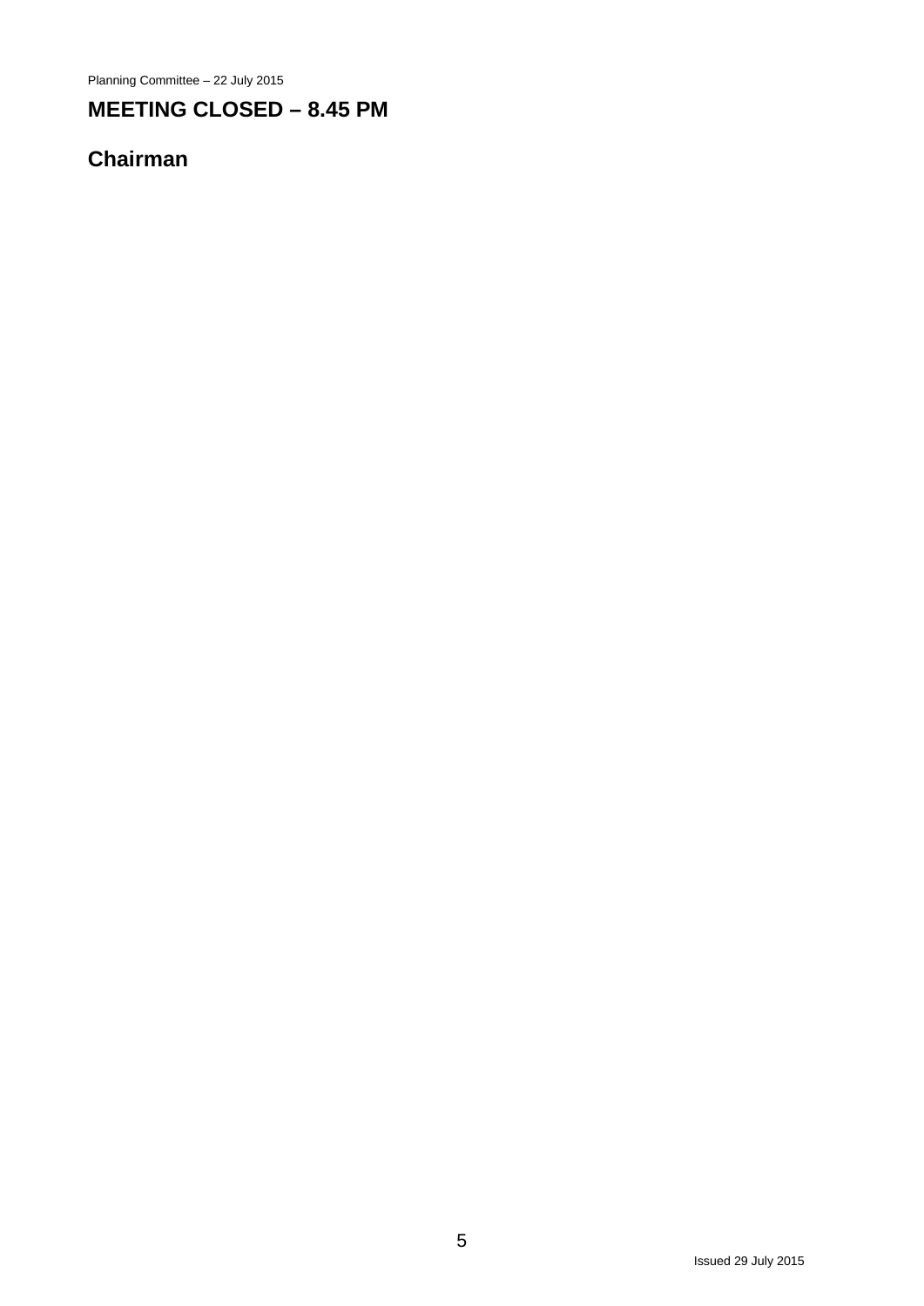## MEETING CLOSED – 8.45 PM

## Chairman

Issued 29 July 2015